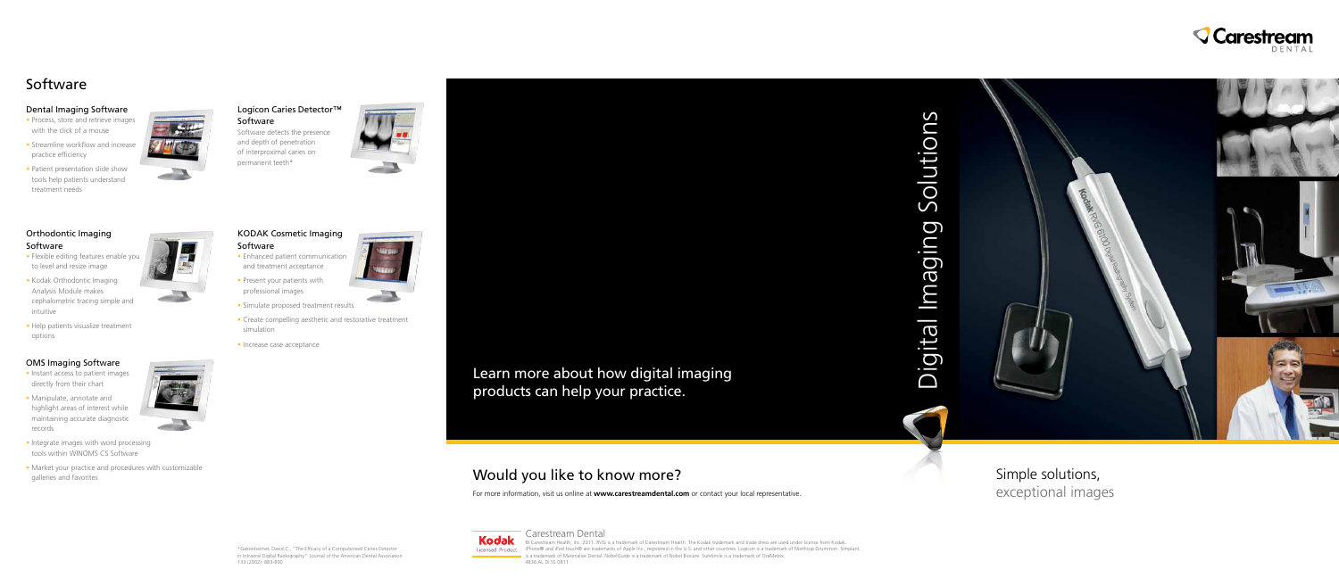# Software

## Dental Imaging Software

- Process, store and retrieve images with the click of a mouse
- Streamline workflow and increase practice efficiency
- Patient presentation slide show tools help patients understand treatment needs

## Orthodontic Imaging Software

- Flexible editing features enable you to level and resize image
- Kodak Orthodontic Imaging Analysis Module makes cephalometric tracing simple and intuitive
- Help patients visualize treatment options

## OMS Imaging Software

- Instant access to patient images directly from their chart
- Manipulate, annotate and highlight areas of interest while maintaining accurate diagnostic records
- Integrate images with word processing tools within WINOMS CS Software
- Market your practice and procedures with customizable galleries and favorites

## Logicon Caries Detector™ Software

Software detects the presence and depth of penetration of interproximal caries on permanent teeth*

## KODAK Cosmetic Imaging Software

- Enhanced patient communication and treatment acceptance
- Present your patients with professional images
- Simulate proposed treatment results
- Create compelling aesthetic and restorative treatment simulation
- Increase case acceptance

*Gakenheimer, David C., "The Efficacy of a Computerized Caries Detector in Intraoral Digital Radiography." Journal of the American Dental Association 133 (2002): 883-890

Learn more about how digital imaging products can help your practice.

## Would you like to know more?

For more information, visit us online at **www.carestreamdental.com** or contact your local representative.

Carestream Dental

© Carestream Health, Inc. 2011. RVG is a trademark of Carestream Health. The Kodak trademark and trade dress are used under license from Kodak. iPhone® and iPod touch® are trademarks of Apple Inc., registered in the U.S. and other countries. Logicon is a trademark of Northrop Grumman. Simplant is a trademark of Materialise Dental. NobelGuide is a trademark of Nobel Biocare. SureSmile is a trademark of OraMetrix.
4836 AL DI SS 0811

Carestream DENTAL

# Digital Imaging Solutions

Simple solutions, exceptional images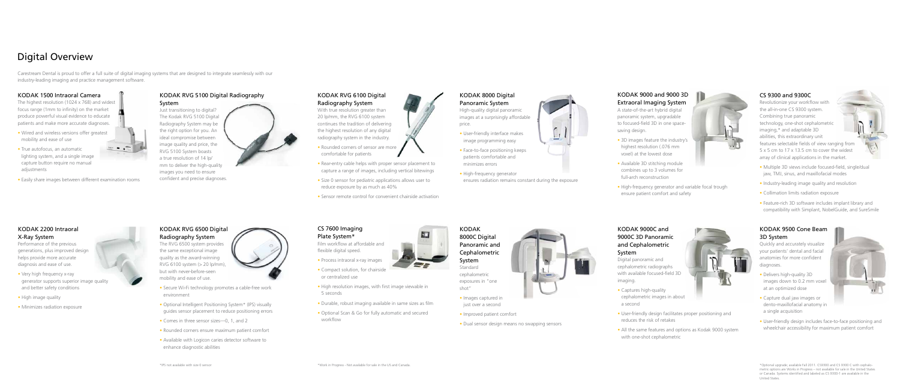# Digital Overview

Carestream Dental is proud to offer a full suite of digital imaging systems that are designed to integrate seamlessly with our industry-leading imaging and practice management software.

## KODAK 1500 Intraoral Camera

The highest resolution (1024 x 768) and widest focus range (1mm to infinity) on the market produce powerful visual evidence to educate patients and make more accurate diagnoses.

- Wired and wireless versions offer greatest mobility and ease of use
- True autofocus, an automatic lighting system, and a single image capture button require no manual adjustments
- Easily share images between different examination rooms

## KODAK RVG 5100 Digital Radiography System

Just transitioning to digital? The Kodak RVG 5100 Digital Radiography System may be the right option for you. An ideal compromise between image quality and price, the RVG 5100 System boasts a true resolution of 14 lp/mm to deliver the high-quality images you need to ensure confident and precise diagnoses.

## KODAK RVG 6100 Digital Radiography System

With true resolution greater than 20 lp/mm, the RVG 6100 system continues the tradition of delivering the highest resolution of any digital radiography system in the industry.

- Rounded corners of sensor are more comfortable for patients
- Rear-entry cable helps with proper sensor placement to capture a range of images, including vertical bitewings
- Size 0 sensor for pediatric applications allows user to reduce exposure by as much as 40%
- Sensor remote control for convenient chairside activation

## KODAK 8000 Digital Panoramic System

High-quality digital panoramic images at a surprisingly affordable price.

- User-friendly interface makes image programming easy
- Face-to-face positioning keeps patients comfortable and minimizes errors
- High-frequency generator ensures radiation remains constant during the exposure

## KODAK 9000 and 9000 3D Extraoral Imaging System

A state-of-the-art hybrid digital panoramic system, upgradable to focused-field 3D in one space-saving design.

- 3D images feature the industry's highest resolution (.076 mm voxel) at the lowest dose
- Available 3D stitching module combines up to 3 volumes for full-arch reconstruction
- High-frequency generator and variable focal trough ensure patient comfort and safety

## CS 9300 and 9300C

Revolutionize your workflow with the all-in-one CS 9300 system. Combining true panoramic technology, one-shot cephalometric imaging,* and adaptable 3D abilities, this extraordinary unit features selectable fields of view ranging from 5 x 5 cm to 17 x 13.5 cm to cover the widest array of clinical applications in the market.

- Multiple 3D views include focused-field, single/dual jaw, TMJ, sinus, and maxillofacial modes
- Industry-leading image quality and resolution
- Collimation limits radiation exposure
- Feature-rich 3D software includes implant library and compatibility with Simplant, NobelGuide, and SureSmile

## KODAK 2200 Intraoral X-Ray System

Performance of the previous generations, plus improved design helps provide more accurate diagnosis and ease of use.

- Very high frequency x-ray generator supports superior image quality and better safety conditions
- High image quality
- Minimizes radiation exposure

## KODAK RVG 6500 Digital Radiography System

The RVG 6500 system provides the same exceptional image quality as the award-winning RVG 6100 system (> 20 lp/mm), but with never-before-seen mobility and ease of use.

- Secure Wi-Fi technology promotes a cable-free work environment
- Optional Intelligent Positioning System* (IPS) visually guides sensor placement to reduce positioning errors
- Comes in three sensor sizes—0, 1, and 2
- Rounded corners ensure maximum patient comfort
- Available with Logicon caries detector software to enhance diagnostic abilities

*IPS not available with size 0 sensor

## CS 7600 Imaging Plate System*

Film workflow at affordable and flexible digital speed.

- Process intraoral x-ray images
- Compact solution, for chairside or centralized use
- High resolution images, with first image viewable in 5 seconds
- Durable, robust imaging available in same sizes as film
- Optional Scan & Go for fully automatic and secured workflow

*Work in Progress - Not available for sale in the US and Canada.

## KODAK 8000C Digital Panoramic and Cephalometric System

Standard cephalometric exposures in "one shot"

- Images captured in just over a second
- Improved patient comfort
- Dual sensor design means no swapping sensors

## KODAK 9000C and 9000C 3D Panoramic and Cephalometric System

Digital panoramic and cephalometric radiographs with available focused-field 3D imaging.

- Captures high-quality cephalometric images in about a second
- User-friendly design facilitates proper positioning and reduces the risk of retakes
- All the same features and options as Kodak 9000 system with one-shot cephalometric

## KODAK 9500 Cone Beam 3D System

Quickly and accurately visualize your patients' dental and facial anatomies for more confident diagnoses.

- Delivers high-quality 3D images down to 0.2 mm voxel at an optimized dose
- Capture dual jaw images or dento-maxillofacial anatomy in a single acquisition
- User-friendly design includes face-to-face positioning and wheelchair accessibility for maximum patient comfort

*Optional upgrade; available fall 2011. CS9300 and CS 9300 C with cephalometric options are Works in Progress – not available for sale in the United States or Canada. Systems identified and labeled as CS 9300-1 are available in the United States.